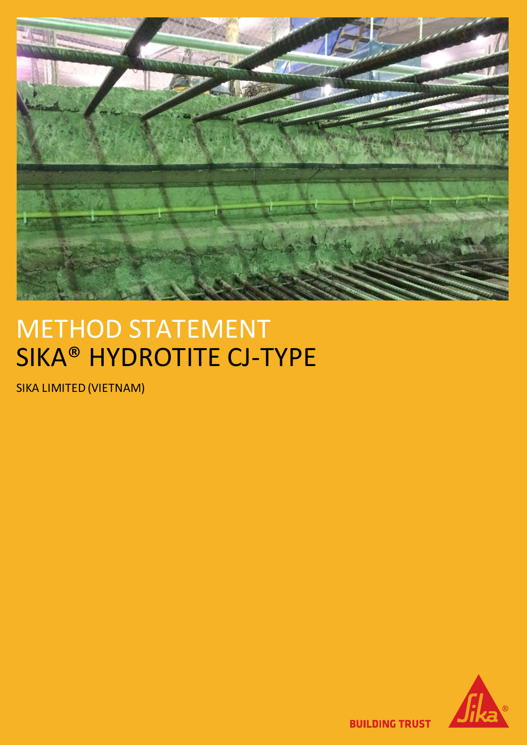# METHOD STATEMENT
# SIKA® HYDROTITE CJ-TYPE

SIKA LIMITED (VIETNAM)

BUILDING TRUST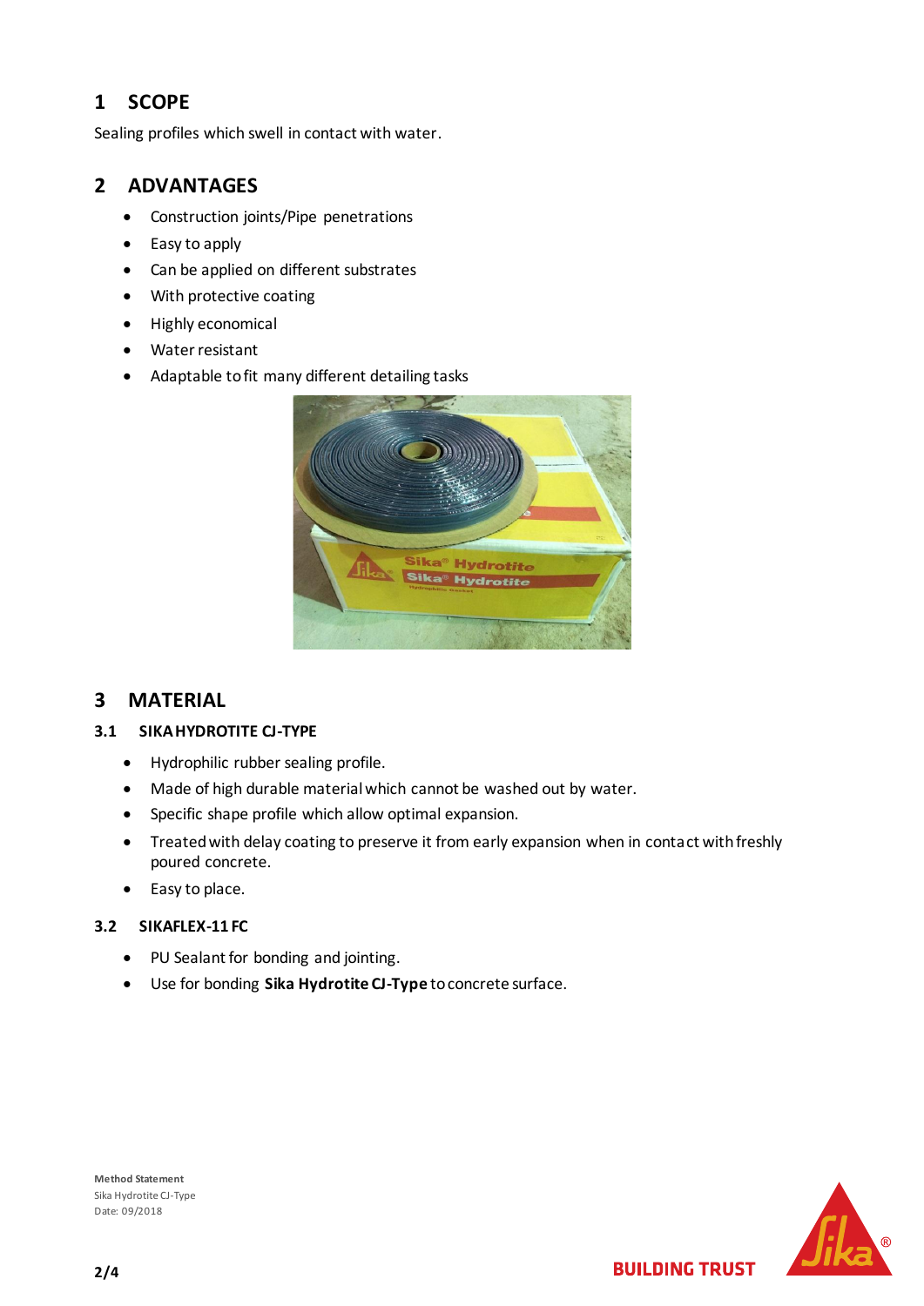## 1 SCOPE

Sealing profiles which swell in contact with water.

## 2 ADVANTAGES

- Construction joints/Pipe penetrations
- Easy to apply
- Can be applied on different substrates
- With protective coating
- Highly economical
- Water resistant
- Adaptable to fit many different detailing tasks

## 3 MATERIAL

### 3.1 SIKA HYDROTITE CJ-TYPE

- Hydrophilic rubber sealing profile.
- Made of high durable material which cannot be washed out by water.
- Specific shape profile which allow optimal expansion.
- Treated with delay coating to preserve it from early expansion when in contact with freshly poured concrete.
- Easy to place.

### 3.2 SIKAFLEX-11 FC

- PU Sealant for bonding and jointing.
- Use for bonding **Sika Hydrotite CJ-Type** to concrete surface.

**Method Statement**
Sika Hydrotite CJ-Type
Date: 09/2018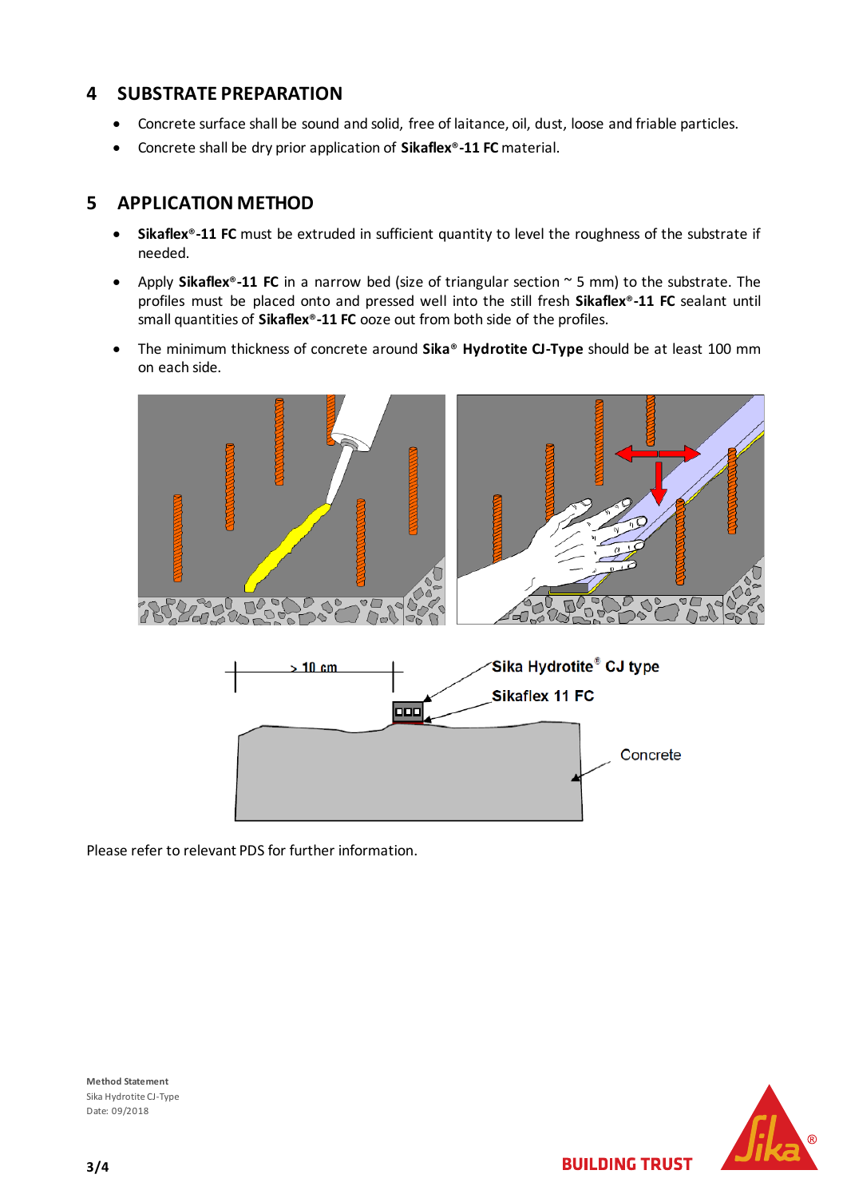## 4 SUBSTRATE PREPARATION

- Concrete surface shall be sound and solid, free of laitance, oil, dust, loose and friable particles.
- Concrete shall be dry prior application of **Sikaflex®-11 FC** material.

## 5 APPLICATION METHOD

- **Sikaflex®-11 FC** must be extruded in sufficient quantity to level the roughness of the substrate if needed.
- Apply **Sikaflex®-11 FC** in a narrow bed (size of triangular section ~ 5 mm) to the substrate. The profiles must be placed onto and pressed well into the still fresh **Sikaflex®-11 FC** sealant until small quantities of **Sikaflex®-11 FC** ooze out from both side of the profiles.
- The minimum thickness of concrete around **Sika® Hydrotite CJ-Type** should be at least 100 mm on each side.

Please refer to relevant PDS for further information.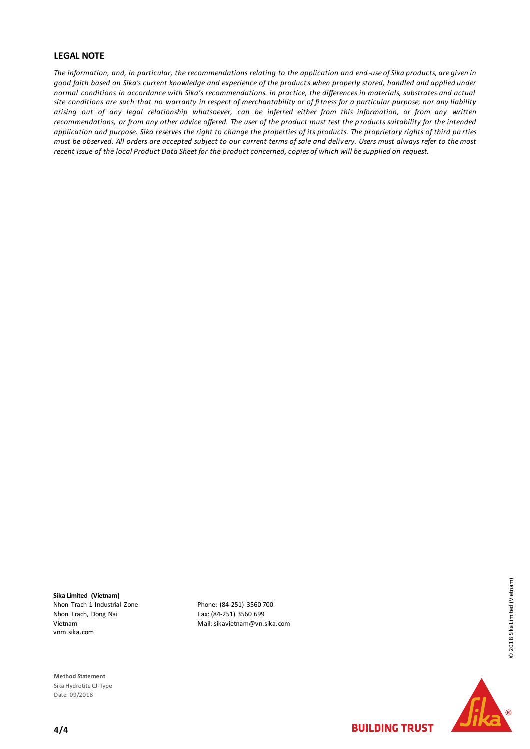## LEGAL NOTE

*The information, and, in particular, the recommendations relating to the application and end-use of Sika products, are given in good faith based on Sika's current knowledge and experience of the products when properly stored, handled and applied under normal conditions in accordance with Sika's recommendations. in practice, the differences in materials, substrates and actual site conditions are such that no warranty in respect of merchantability or of fitness for a particular purpose, nor any liability arising out of any legal relationship whatsoever, can be inferred either from this information, or from any written recommendations, or from any other advice offered. The user of the product must test the products suitability for the intended application and purpose. Sika reserves the right to change the properties of its products. The proprietary rights of third parties must be observed. All orders are accepted subject to our current terms of sale and delivery. Users must always refer to the most recent issue of the local Product Data Sheet for the product concerned, copies of which will be supplied on request.*

**Sika Limited (Vietnam)**
Nhon Trach 1 Industrial Zone
Nhon Trach, Dong Nai
Vietnam
vnm.sika.com

Phone: (84-251) 3560 700
Fax: (84-251) 3560 699
Mail: sikavietnam@vn.sika.com

**Method Statement**
Sika Hydrotite CJ-Type
Date: 09/2018

© 2018 Sika Limited (Vietnam)

BUILDING TRUST